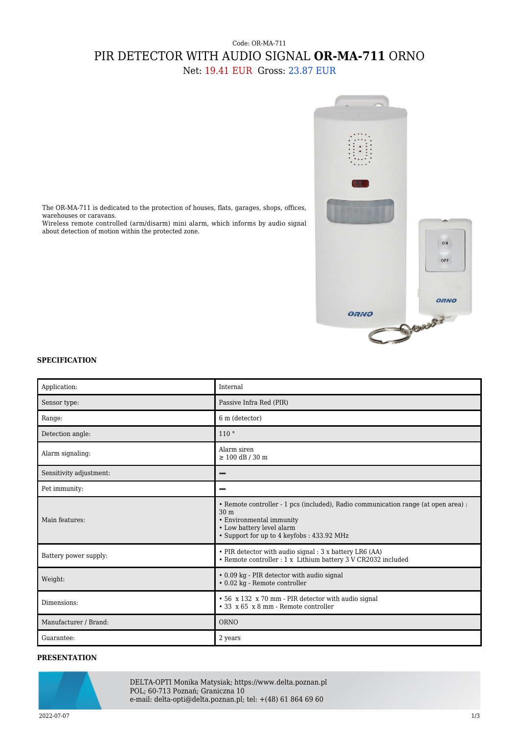Code: OR-MA-711

# PIR DETECTOR WITH AUDIO SIGNAL **OR-MA-711** ORNO

Net: 19.41 EUR Gross: 23.87 EUR

The OR-MA-711 is dedicated to the protection of houses, flats, garages, shops, offices, warehouses or caravans.
Wireless remote controlled (arm/disarm) mini alarm, which informs by audio signal about detection of motion within the protected zone.

## SPECIFICATION

| | |
|---|---|
| Application: | Internal |
| Sensor type: | Passive Infra Red (PIR) |
| Range: | 6 m (detector) |
| Detection angle: | 110 ° |
| Alarm signaling: | Alarm siren<br>≥ 100 dB / 30 m |
| Sensitivity adjustment: | – |
| Pet immunity: | – |
| Main features: | • Remote controller - 1 pcs (included), Radio communication range (at open area) : 30 m<br>• Environmental immunity<br>• Low battery level alarm<br>• Support for up to 4 keyfobs : 433.92 MHz |
| Battery power supply: | • PIR detector with audio signal : 3 x battery LR6 (AA)<br>• Remote controller : 1 x Lithium battery 3 V CR2032 included |
| Weight: | • 0.09 kg - PIR detector with audio signal<br>• 0.02 kg - Remote controller |
| Dimensions: | • 56 x 132 x 70 mm - PIR detector with audio signal<br>• 33 x 65 x 8 mm - Remote controller |
| Manufacturer / Brand: | ORNO |
| Guarantee: | 2 years |

## PRESENTATION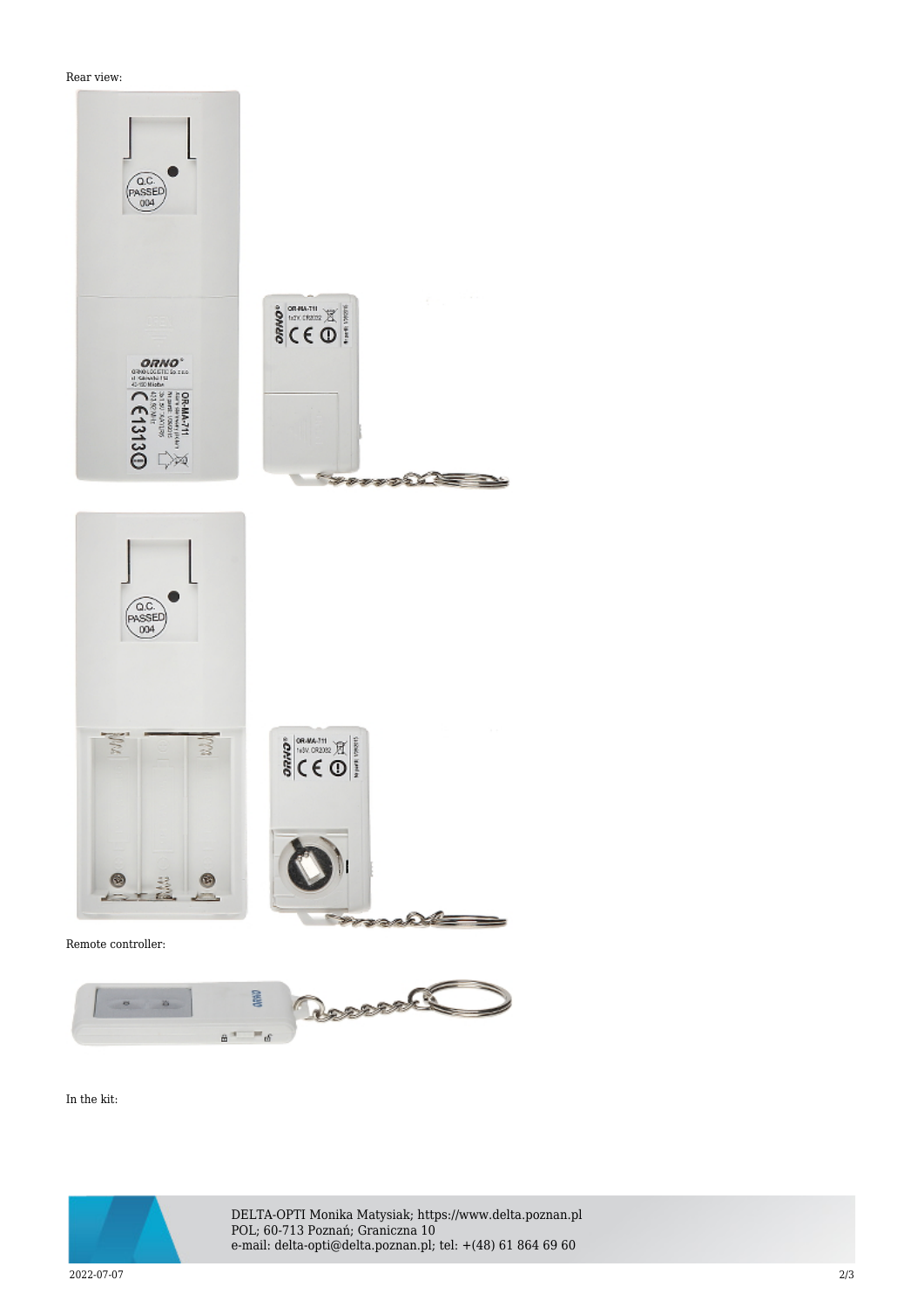Rear view:

Remote controller:

In the kit: